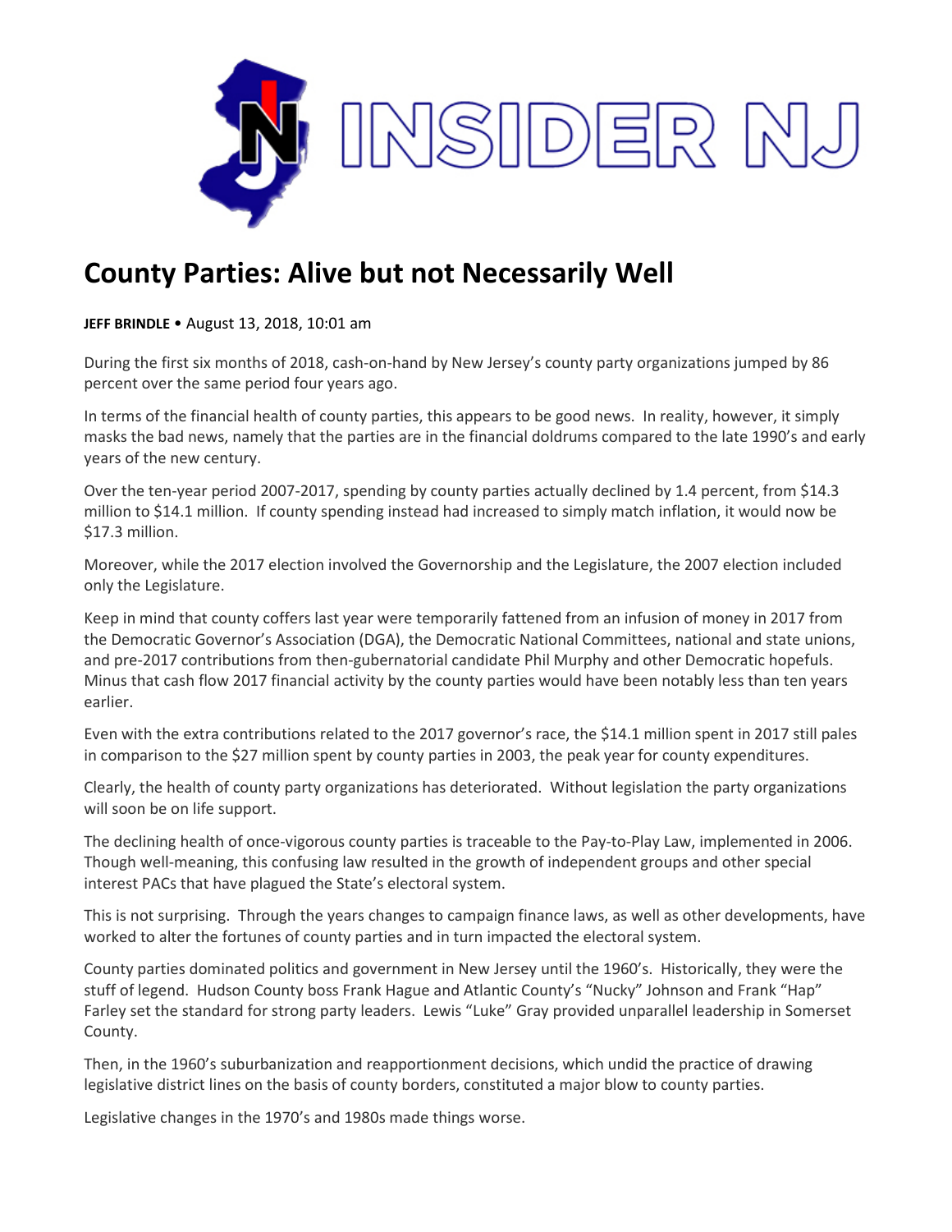# County Parties: Alive but not Necessarily Well

**JEFF BRINDLE** • August 13, 2018, 10:01 am

During the first six months of 2018, cash-on-hand by New Jersey's county party organizations jumped by 86 percent over the same period four years ago.

In terms of the financial health of county parties, this appears to be good news. In reality, however, it simply masks the bad news, namely that the parties are in the financial doldrums compared to the late 1990's and early years of the new century.

Over the ten-year period 2007-2017, spending by county parties actually declined by 1.4 percent, from $14.3 million to $14.1 million. If county spending instead had increased to simply match inflation, it would now be $17.3 million.

Moreover, while the 2017 election involved the Governorship and the Legislature, the 2007 election included only the Legislature.

Keep in mind that county coffers last year were temporarily fattened from an infusion of money in 2017 from the Democratic Governor's Association (DGA), the Democratic National Committees, national and state unions, and pre-2017 contributions from then-gubernatorial candidate Phil Murphy and other Democratic hopefuls. Minus that cash flow 2017 financial activity by the county parties would have been notably less than ten years earlier.

Even with the extra contributions related to the 2017 governor's race, the $14.1 million spent in 2017 still pales in comparison to the $27 million spent by county parties in 2003, the peak year for county expenditures.

Clearly, the health of county party organizations has deteriorated. Without legislation the party organizations will soon be on life support.

The declining health of once-vigorous county parties is traceable to the Pay-to-Play Law, implemented in 2006. Though well-meaning, this confusing law resulted in the growth of independent groups and other special interest PACs that have plagued the State's electoral system.

This is not surprising. Through the years changes to campaign finance laws, as well as other developments, have worked to alter the fortunes of county parties and in turn impacted the electoral system.

County parties dominated politics and government in New Jersey until the 1960's. Historically, they were the stuff of legend. Hudson County boss Frank Hague and Atlantic County's "Nucky" Johnson and Frank "Hap" Farley set the standard for strong party leaders. Lewis "Luke" Gray provided unparallel leadership in Somerset County.

Then, in the 1960's suburbanization and reapportionment decisions, which undid the practice of drawing legislative district lines on the basis of county borders, constituted a major blow to county parties.

Legislative changes in the 1970's and 1980s made things worse.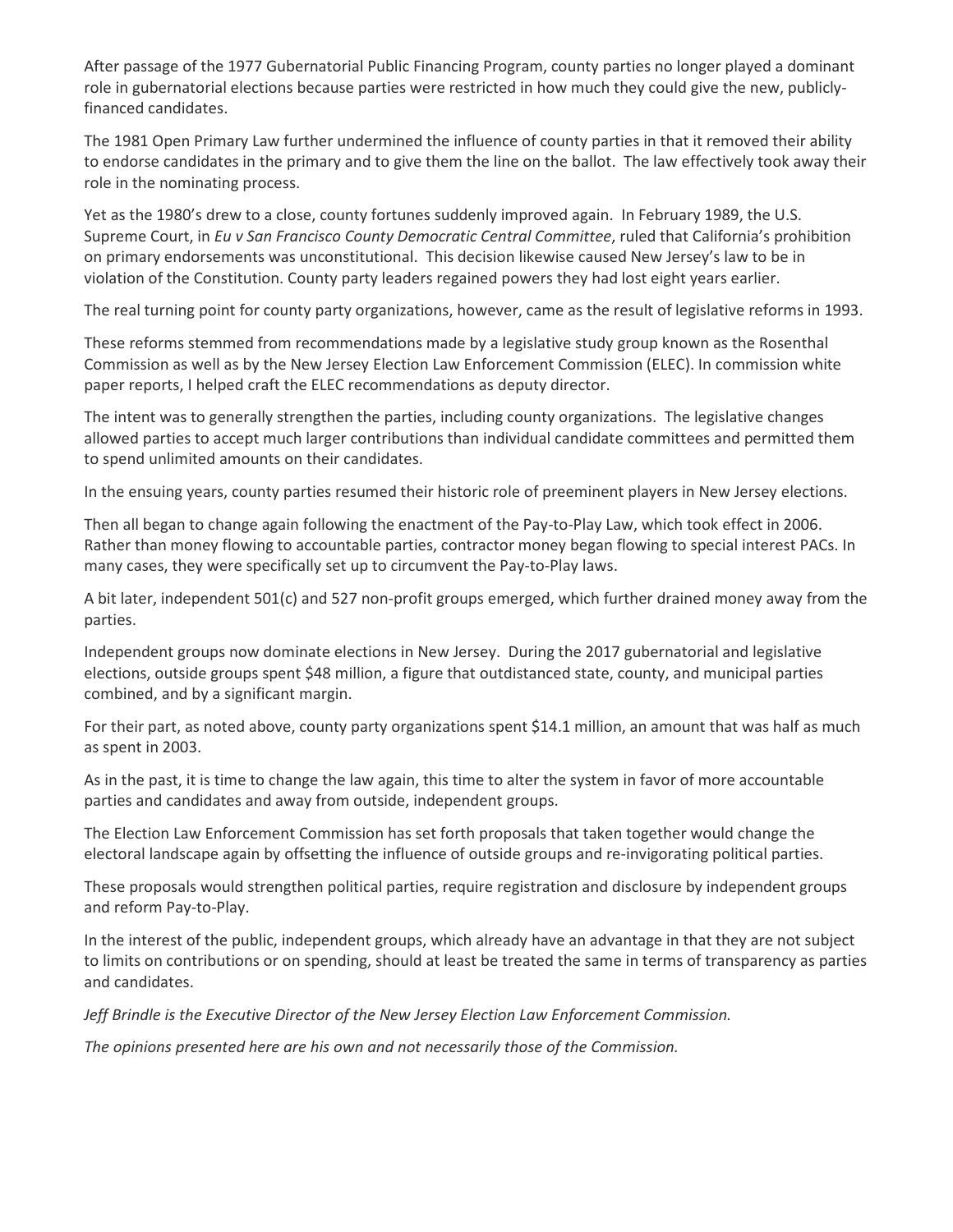After passage of the 1977 Gubernatorial Public Financing Program, county parties no longer played a dominant role in gubernatorial elections because parties were restricted in how much they could give the new, publicly-financed candidates.

The 1981 Open Primary Law further undermined the influence of county parties in that it removed their ability to endorse candidates in the primary and to give them the line on the ballot. The law effectively took away their role in the nominating process.

Yet as the 1980's drew to a close, county fortunes suddenly improved again. In February 1989, the U.S. Supreme Court, in *Eu v San Francisco County Democratic Central Committee*, ruled that California's prohibition on primary endorsements was unconstitutional. This decision likewise caused New Jersey's law to be in violation of the Constitution. County party leaders regained powers they had lost eight years earlier.

The real turning point for county party organizations, however, came as the result of legislative reforms in 1993.

These reforms stemmed from recommendations made by a legislative study group known as the Rosenthal Commission as well as by the New Jersey Election Law Enforcement Commission (ELEC). In commission white paper reports, I helped craft the ELEC recommendations as deputy director.

The intent was to generally strengthen the parties, including county organizations. The legislative changes allowed parties to accept much larger contributions than individual candidate committees and permitted them to spend unlimited amounts on their candidates.

In the ensuing years, county parties resumed their historic role of preeminent players in New Jersey elections.

Then all began to change again following the enactment of the Pay-to-Play Law, which took effect in 2006. Rather than money flowing to accountable parties, contractor money began flowing to special interest PACs. In many cases, they were specifically set up to circumvent the Pay-to-Play laws.

A bit later, independent 501(c) and 527 non-profit groups emerged, which further drained money away from the parties.

Independent groups now dominate elections in New Jersey. During the 2017 gubernatorial and legislative elections, outside groups spent $48 million, a figure that outdistanced state, county, and municipal parties combined, and by a significant margin.

For their part, as noted above, county party organizations spent $14.1 million, an amount that was half as much as spent in 2003.

As in the past, it is time to change the law again, this time to alter the system in favor of more accountable parties and candidates and away from outside, independent groups.

The Election Law Enforcement Commission has set forth proposals that taken together would change the electoral landscape again by offsetting the influence of outside groups and re-invigorating political parties.

These proposals would strengthen political parties, require registration and disclosure by independent groups and reform Pay-to-Play.

In the interest of the public, independent groups, which already have an advantage in that they are not subject to limits on contributions or on spending, should at least be treated the same in terms of transparency as parties and candidates.

*Jeff Brindle is the Executive Director of the New Jersey Election Law Enforcement Commission.*

*The opinions presented here are his own and not necessarily those of the Commission.*